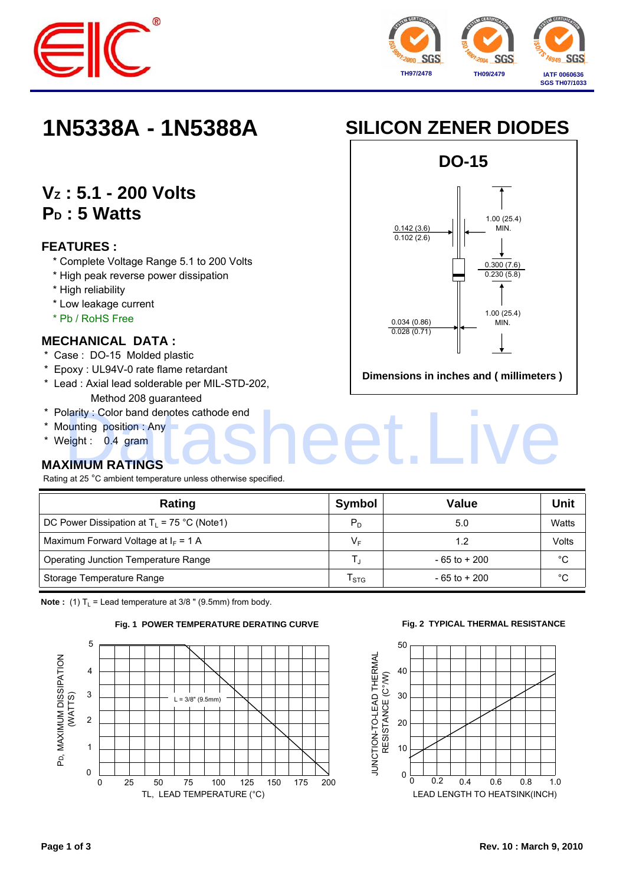# 1N5338A - 1N5388A

## SILICON ZENER DIODES

## $V_Z$ : 5.1 - 200 Volts
## $P_D$ : 5 Watts

### FEATURES :

* Complete Voltage Range 5.1 to 200 Volts
* High peak reverse power dissipation
* High reliability
* Low leakage current
* Pb / RoHS Free

### MECHANICAL DATA :

* Case : DO-15 Molded plastic
* Epoxy : UL94V-0 rate flame retardant
* Lead : Axial lead solderable per MIL-STD-202, Method 208 guaranteed
* Polarity : Color band denotes cathode end
* Mounting position : Any
* Weight : 0.4 gram

DO-15

0.142 (3.6)
0.102 (2.6)

1.00 (25.4) MIN.

0.300 (7.6)
0.230 (5.8)

1.00 (25.4) MIN.

0.034 (0.86)
0.028 (0.71)

Dimensions in inches and ( millimeters )

### MAXIMUM RATINGS

Rating at 25 °C ambient temperature unless otherwise specified.

| Rating | Symbol | Value | Unit |
|---|---|---|---|
| DC Power Dissipation at $T_L$ = 75 °C (Note1) | $P_D$ | 5.0 | Watts |
| Maximum Forward Voltage at $I_F$ = 1 A | $V_F$ | 1.2 | Volts |
| Operating Junction Temperature Range | $T_J$ | - 65 to + 200 | °C |
| Storage Temperature Range | $T_{STG}$ | - 65 to + 200 | °C |

**Note :** (1) $T_L$ = Lead temperature at 3/8 " (9.5mm) from body.

**Fig. 1 POWER TEMPERATURE DERATING CURVE**

**Fig. 2 TYPICAL THERMAL RESISTANCE**

Rev. 10 : March 9, 2010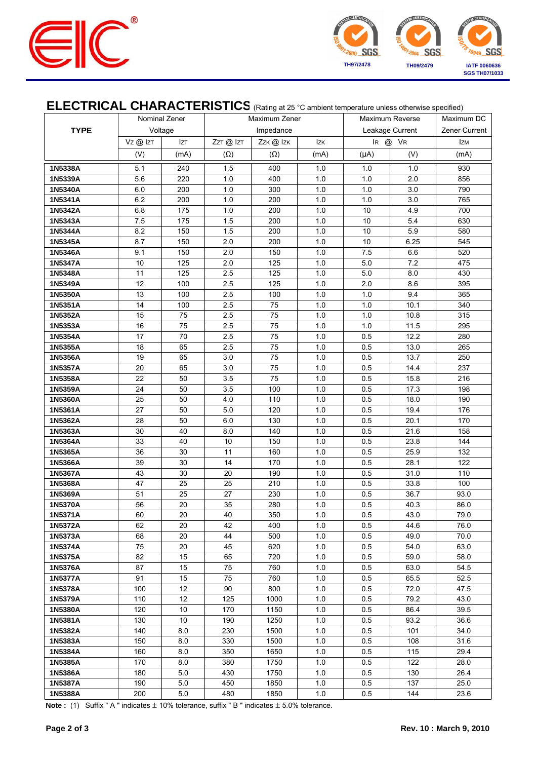## ELECTRICAL CHARACTERISTICS (Rating at 25 °C ambient temperature unless otherwise specified)

| TYPE | Nominal Zener Voltage | | Maximum Zener Impedance | | | Maximum Reverse Leakage Current | | Maximum DC Zener Current |
|---|---|---|---|---|---|---|---|---|
| | $V_Z$ @ $I_{ZT}$ | $I_{ZT}$ | $Z_{ZT}$ @ $I_{ZT}$ | $Z_{ZK}$ @ $I_{ZK}$ | $I_{ZK}$ | $I_R$ @ | $V_R$ | $I_{ZM}$ |
| | (V) | (mA) | (Ω) | (Ω) | (mA) | (μA) | (V) | (mA) |
| **1N5338A** | 5.1 | 240 | 1.5 | 400 | 1.0 | 1.0 | 1.0 | 930 |
| **1N5339A** | 5.6 | 220 | 1.0 | 400 | 1.0 | 1.0 | 2.0 | 856 |
| **1N5340A** | 6.0 | 200 | 1.0 | 300 | 1.0 | 1.0 | 3.0 | 790 |
| **1N5341A** | 6.2 | 200 | 1.0 | 200 | 1.0 | 1.0 | 3.0 | 765 |
| **1N5342A** | 6.8 | 175 | 1.0 | 200 | 1.0 | 10 | 4.9 | 700 |
| **1N5343A** | 7.5 | 175 | 1.5 | 200 | 1.0 | 10 | 5.4 | 630 |
| **1N5344A** | 8.2 | 150 | 1.5 | 200 | 1.0 | 10 | 5.9 | 580 |
| **1N5345A** | 8.7 | 150 | 2.0 | 200 | 1.0 | 10 | 6.25 | 545 |
| **1N5346A** | 9.1 | 150 | 2.0 | 150 | 1.0 | 7.5 | 6.6 | 520 |
| **1N5347A** | 10 | 125 | 2.0 | 125 | 1.0 | 5.0 | 7.2 | 475 |
| **1N5348A** | 11 | 125 | 2.5 | 125 | 1.0 | 5.0 | 8.0 | 430 |
| **1N5349A** | 12 | 100 | 2.5 | 125 | 1.0 | 2.0 | 8.6 | 395 |
| **1N5350A** | 13 | 100 | 2.5 | 100 | 1.0 | 1.0 | 9.4 | 365 |
| **1N5351A** | 14 | 100 | 2.5 | 75 | 1.0 | 1.0 | 10.1 | 340 |
| **1N5352A** | 15 | 75 | 2.5 | 75 | 1.0 | 1.0 | 10.8 | 315 |
| **1N5353A** | 16 | 75 | 2.5 | 75 | 1.0 | 1.0 | 11.5 | 295 |
| **1N5354A** | 17 | 70 | 2.5 | 75 | 1.0 | 0.5 | 12.2 | 280 |
| **1N5355A** | 18 | 65 | 2.5 | 75 | 1.0 | 0.5 | 13.0 | 265 |
| **1N5356A** | 19 | 65 | 3.0 | 75 | 1.0 | 0.5 | 13.7 | 250 |
| **1N5357A** | 20 | 65 | 3.0 | 75 | 1.0 | 0.5 | 14.4 | 237 |
| **1N5358A** | 22 | 50 | 3.5 | 75 | 1.0 | 0.5 | 15.8 | 216 |
| **1N5359A** | 24 | 50 | 3.5 | 100 | 1.0 | 0.5 | 17.3 | 198 |
| **1N5360A** | 25 | 50 | 4.0 | 110 | 1.0 | 0.5 | 18.0 | 190 |
| **1N5361A** | 27 | 50 | 5.0 | 120 | 1.0 | 0.5 | 19.4 | 176 |
| **1N5362A** | 28 | 50 | 6.0 | 130 | 1.0 | 0.5 | 20.1 | 170 |
| **1N5363A** | 30 | 40 | 8.0 | 140 | 1.0 | 0.5 | 21.6 | 158 |
| **1N5364A** | 33 | 40 | 10 | 150 | 1.0 | 0.5 | 23.8 | 144 |
| **1N5365A** | 36 | 30 | 11 | 160 | 1.0 | 0.5 | 25.9 | 132 |
| **1N5366A** | 39 | 30 | 14 | 170 | 1.0 | 0.5 | 28.1 | 122 |
| **1N5367A** | 43 | 30 | 20 | 190 | 1.0 | 0.5 | 31.0 | 110 |
| **1N5368A** | 47 | 25 | 25 | 210 | 1.0 | 0.5 | 33.8 | 100 |
| **1N5369A** | 51 | 25 | 27 | 230 | 1.0 | 0.5 | 36.7 | 93.0 |
| **1N5370A** | 56 | 20 | 35 | 280 | 1.0 | 0.5 | 40.3 | 86.0 |
| **1N5371A** | 60 | 20 | 40 | 350 | 1.0 | 0.5 | 43.0 | 79.0 |
| **1N5372A** | 62 | 20 | 42 | 400 | 1.0 | 0.5 | 44.6 | 76.0 |
| **1N5373A** | 68 | 20 | 44 | 500 | 1.0 | 0.5 | 49.0 | 70.0 |
| **1N5374A** | 75 | 20 | 45 | 620 | 1.0 | 0.5 | 54.0 | 63.0 |
| **1N5375A** | 82 | 15 | 65 | 720 | 1.0 | 0.5 | 59.0 | 58.0 |
| **1N5376A** | 87 | 15 | 75 | 760 | 1.0 | 0.5 | 63.0 | 54.5 |
| **1N5377A** | 91 | 15 | 75 | 760 | 1.0 | 0.5 | 65.5 | 52.5 |
| **1N5378A** | 100 | 12 | 90 | 800 | 1.0 | 0.5 | 72.0 | 47.5 |
| **1N5379A** | 110 | 12 | 125 | 1000 | 1.0 | 0.5 | 79.2 | 43.0 |
| **1N5380A** | 120 | 10 | 170 | 1150 | 1.0 | 0.5 | 86.4 | 39.5 |
| **1N5381A** | 130 | 10 | 190 | 1250 | 1.0 | 0.5 | 93.2 | 36.6 |
| **1N5382A** | 140 | 8.0 | 230 | 1500 | 1.0 | 0.5 | 101 | 34.0 |
| **1N5383A** | 150 | 8.0 | 330 | 1500 | 1.0 | 0.5 | 108 | 31.6 |
| **1N5384A** | 160 | 8.0 | 350 | 1650 | 1.0 | 0.5 | 115 | 29.4 |
| **1N5385A** | 170 | 8.0 | 380 | 1750 | 1.0 | 0.5 | 122 | 28.0 |
| **1N5386A** | 180 | 5.0 | 430 | 1750 | 1.0 | 0.5 | 130 | 26.4 |
| **1N5387A** | 190 | 5.0 | 450 | 1850 | 1.0 | 0.5 | 137 | 25.0 |
| **1N5388A** | 200 | 5.0 | 480 | 1850 | 1.0 | 0.5 | 144 | 23.6 |

**Note :** (1) Suffix " A " indicates ± 10% tolerance, suffix " B " indicates ± 5.0% tolerance.

Rev. 10 : March 9, 2010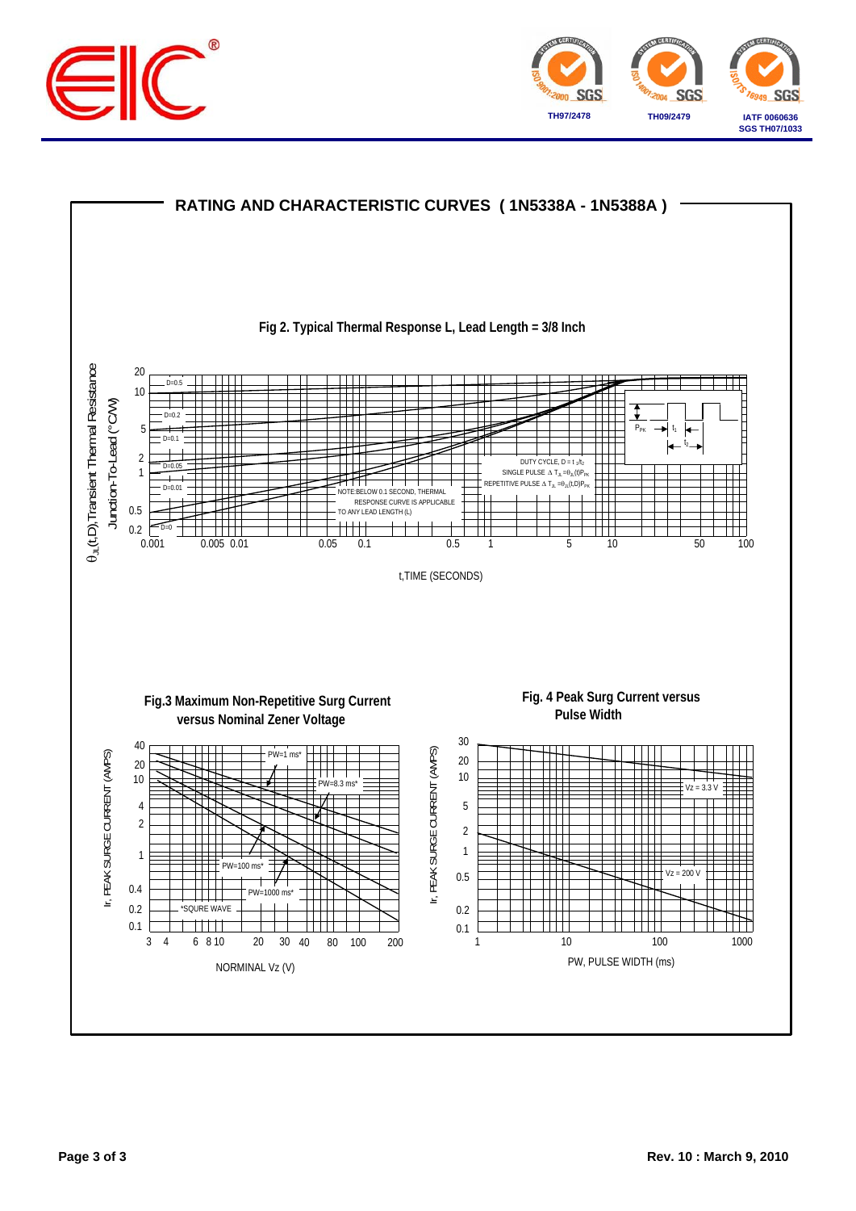## RATING AND CHARACTERISTIC CURVES ( 1N5338A - 1N5388A )

### Fig 2. Typical Thermal Response L, Lead Length = 3/8 Inch

$\theta_{JL}(t,D)$, Transient Thermal Resistance Junction-To-Lead (°C/W)

20
10
5
2
1
0.5
0.2

D=0.5
D=0.2
D=0.1
D=0.05
D=0.01
D=0

0.001 0.005 0.01 0.05 0.1 0.5 1 5 10 50 100

t,TIME (SECONDS)

$P_{PK}$ $t_1$ $t_2$

DUTY CYCLE, $D = t_1/t_2$

SINGLE PULSE $\Delta T_{JL} = \theta_{JL}(t)P_{PK}$

REPETITIVE PULSE $\Delta T_{JL} = \theta_{JL}(t,D)P_{PK}$

NOTE:BELOW 0.1 SECOND, THERMAL RESPONSE CURVE IS APPLICABLE TO ANY LEAD LENGTH (L)

### Fig.3 Maximum Non-Repetitive Surg Current versus Nominal Zener Voltage

Ir, PEAK SURGE CURRENT (AMPS)

40
20
10
4
2
1
0.4
0.2
0.1

PW=1 ms*
PW=8.3 ms*
PW=100 ms*
PW=1000 ms*
*SQURE WAVE

3 4 6 8 10 20 30 40 80 100 200

NORMINAL Vz (V)

### Fig. 4 Peak Surg Current versus Pulse Width

Ir, PEAK SURGE CURRENT (AMPS)

30
20
10
5
2
1
0.5
0.2
0.1

Vz = 3.3 V
Vz = 200 V

1 10 100 1000

PW, PULSE WIDTH (ms)

**Rev. 10 : March 9, 2010**